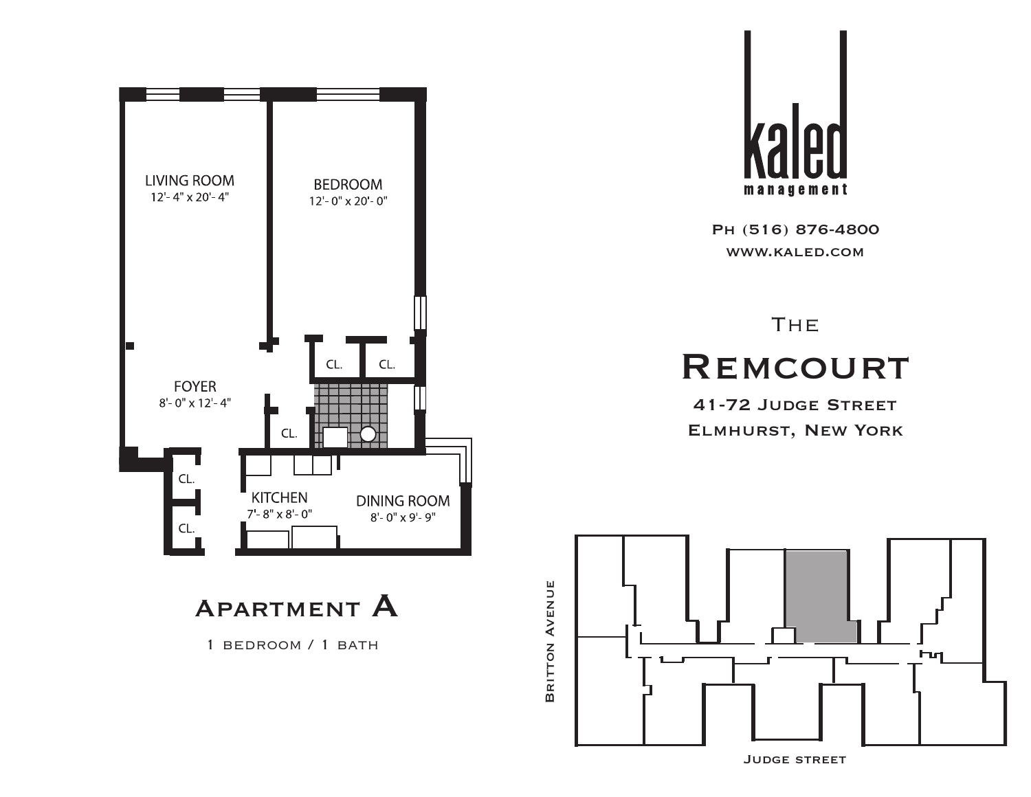LIVING ROOM
12'- 4" x 20'- 4"

BEDROOM
12'- 0" x 20'- 0"

CL.

CL.

FOYER
8'- 0" x 12'- 4"

CL.

CL.

CL.

KITCHEN
7'- 8" x 8'- 0"

DINING ROOM
8'- 0" x 9'- 9"

## Apartment A

1 bedroom / 1 bath

**kaled**
management

Ph (516) 876-4800
www.kaled.com

# The Remcourt

41-72 Judge Street
Elmhurst, New York

Britton Avenue

Judge street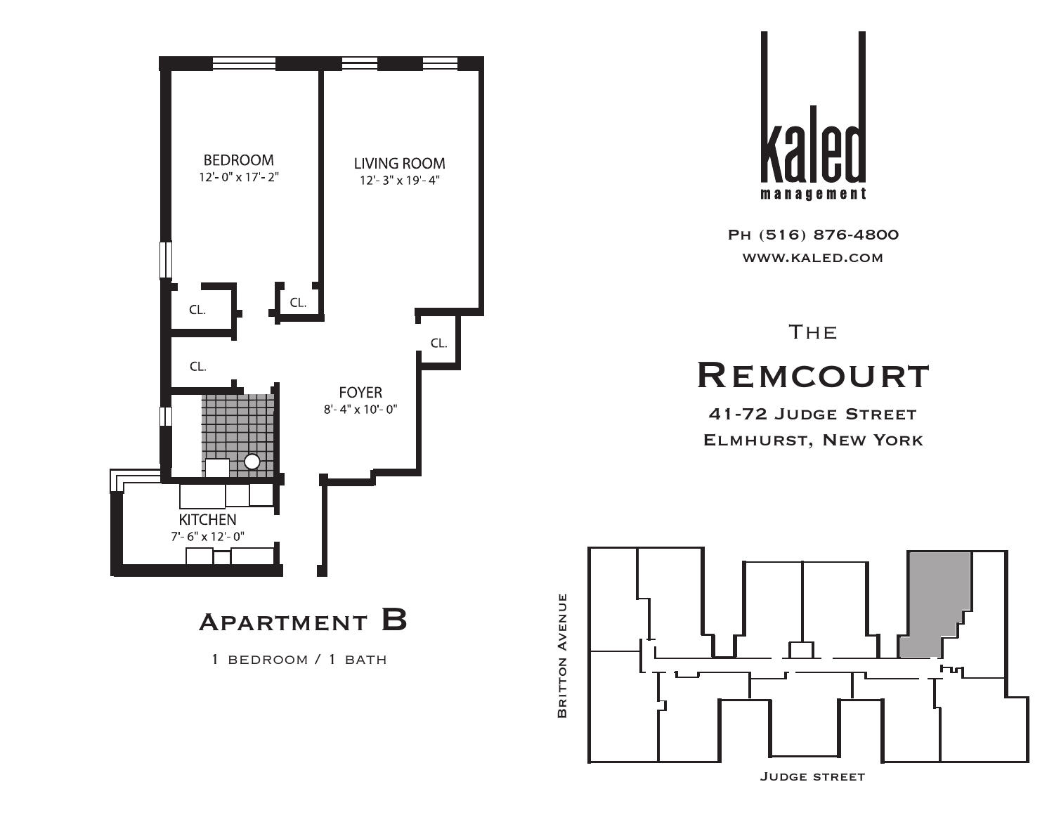BEDROOM
12'- 0" x 17'- 2"

LIVING ROOM
12'- 3" x 19'- 4"

CL.

CL.

CL.

CL.

FOYER
8'- 4" x 10'- 0"

KITCHEN
7'- 6" x 12'- 0"

# Apartment B

1 bedroom / 1 bath

kaled
management

Ph (516) 876-4800
www.kaled.com

The

# Remcourt

41-72 Judge Street
Elmhurst, New York

Britton Avenue

Judge street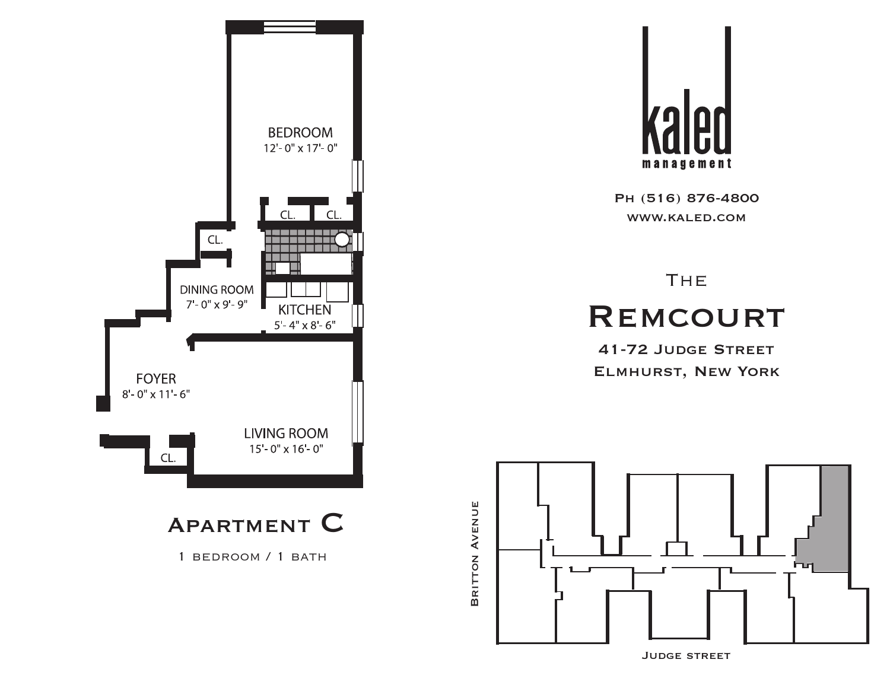BEDROOM
12'- 0" x 17'- 0"

CL.

CL.

CL.

DINING ROOM
7'- 0" x 9'- 9"

KITCHEN
5'- 4" x 8'- 6"

FOYER
8'- 0" x 11'- 6"

LIVING ROOM
15'- 0" x 16'- 0"

CL.

# Apartment C

1 bedroom / 1 bath

kaled
management

Ph (516) 876-4800
www.kaled.com

The

# Remcourt

41-72 Judge Street
Elmhurst, New York

Britton Avenue

Judge street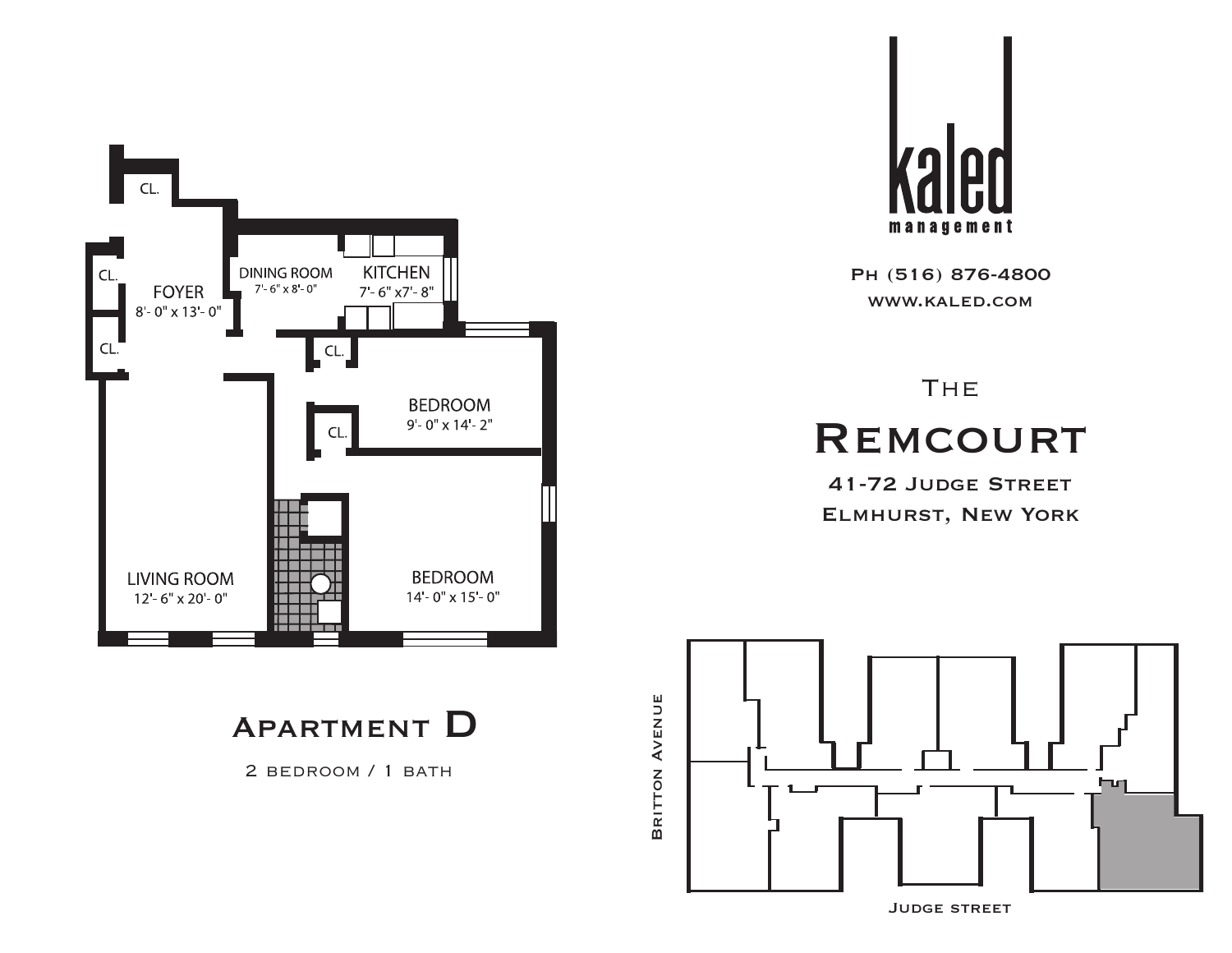# kaled management

Ph (516) 876-4800

www.kaled.com

## The Remcourt

41-72 Judge Street

Elmhurst, New York

CL.

CL.

CL.

FOYER
8'- 0" x 13'- 0"

DINING ROOM
7'- 6" x 8'- 0"

KITCHEN
7'- 6" x7'- 8"

CL.

BEDROOM
9'- 0" x 14'- 2"

CL.

LIVING ROOM
12'- 6" x 20'- 0"

BEDROOM
14'- 0" x 15'- 0"

## Apartment D

2 bedroom / 1 bath

Britton Avenue

Judge street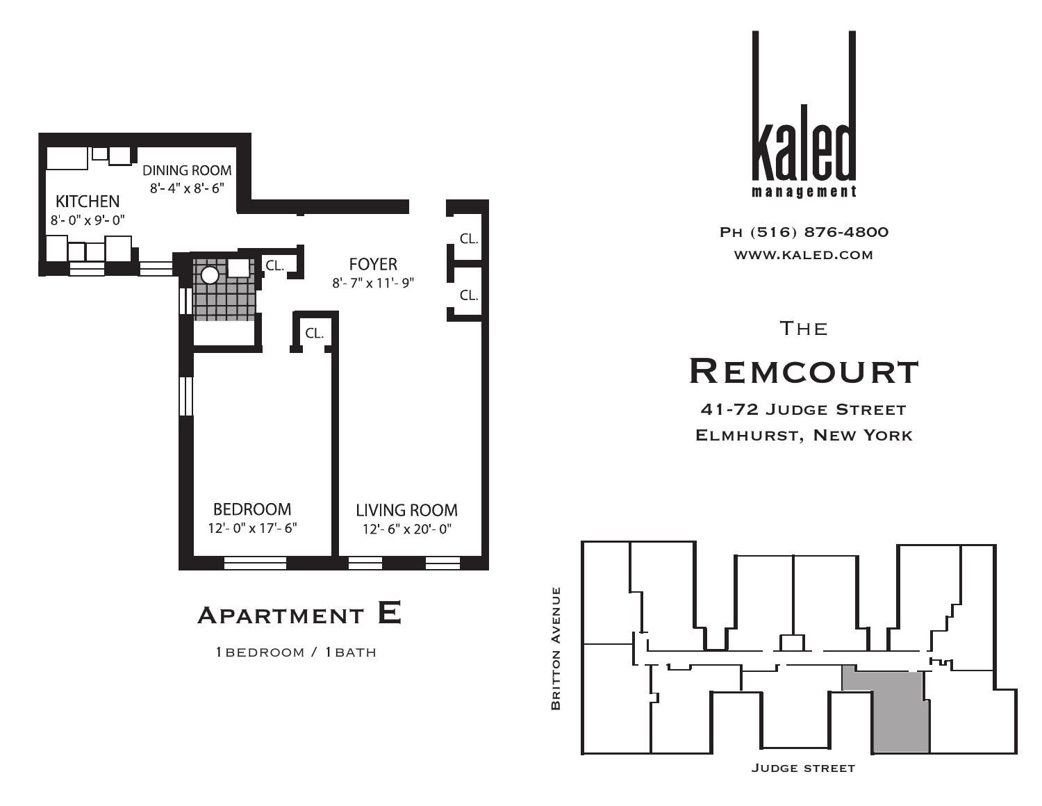KITCHEN
8'- 0" x 9'- 0"

DINING ROOM
8'- 4" x 8'- 6"

CL.

FOYER
8'- 7" x 11'- 9"

CL.

CL.

CL.

BEDROOM
12'- 0" x 17'- 6"

LIVING ROOM
12'- 6" x 20'- 0"

# Apartment E

1 BEDROOM / 1 BATH

kaled
management

PH (516) 876-4800
WWW.KALED.COM

The

# Remcourt

41-72 Judge Street
Elmhurst, New York

Britton Avenue

Judge street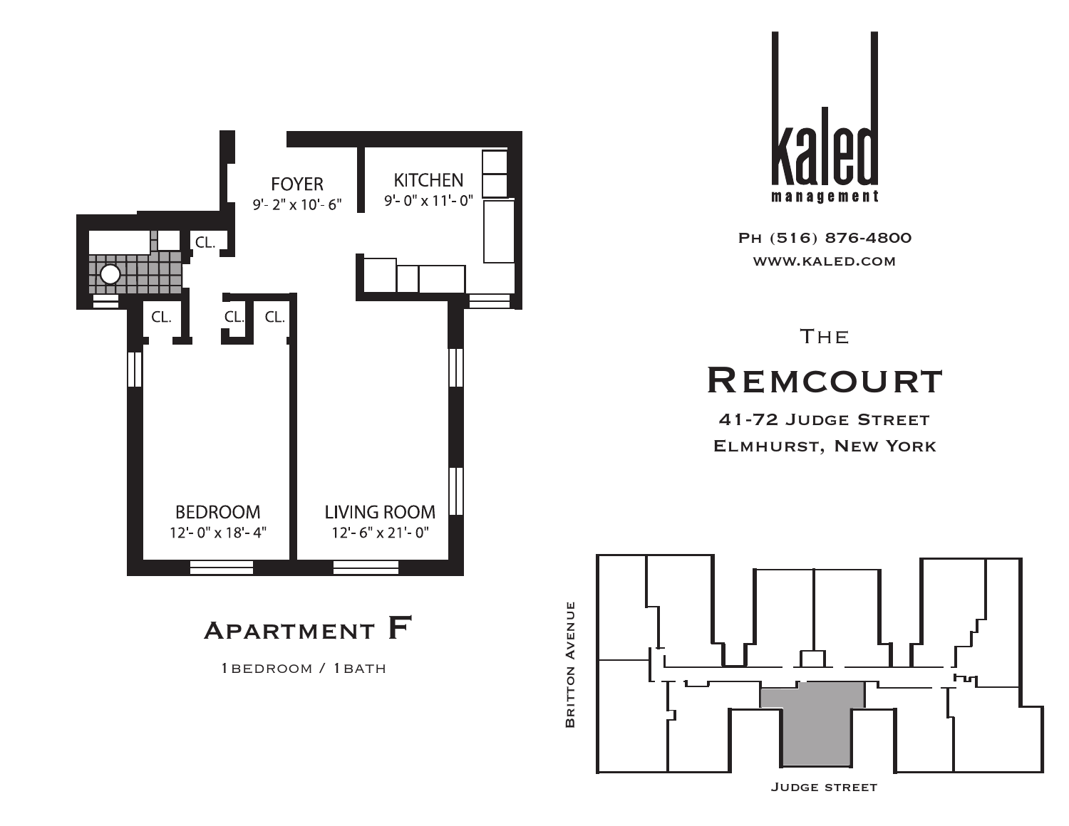FOYER
9'- 2" x 10'- 6"

KITCHEN
9'- 0" x 11'- 0"

CL.

CL.

CL.

CL.

BEDROOM
12'- 0" x 18'- 4"

LIVING ROOM
12'- 6" x 21'- 0"

# Apartment F

1 BEDROOM / 1 BATH

**kaled**
management

Ph (516) 876-4800
www.kaled.com

The

# Remcourt

41-72 Judge Street
Elmhurst, New York

Britton Avenue

Judge street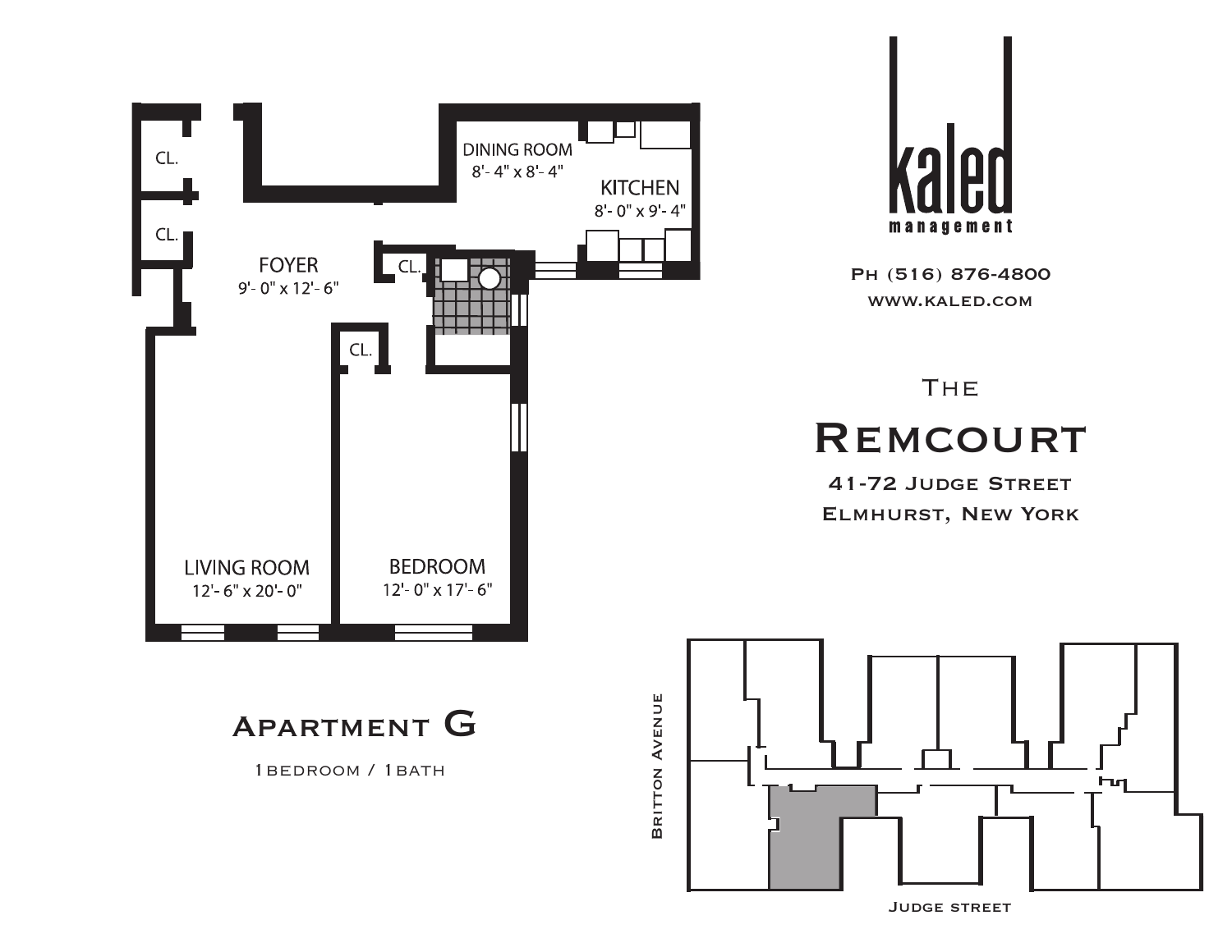CL.

CL.

FOYER
9'- 0" x 12'- 6"

CL.

DINING ROOM
8'- 4" x 8'- 4"

KITCHEN
8'- 0" x 9'- 4"

CL.

LIVING ROOM
12'- 6" x 20'- 0"

BEDROOM
12'- 0" x 17'- 6"

kaled
management

PH (516) 876-4800
WWW.KALED.COM

THE

# REMCOURT

41-72 JUDGE STREET
ELMHURST, NEW YORK

## APARTMENT G

1 BEDROOM / 1 BATH

BRITTON AVENUE

JUDGE STREET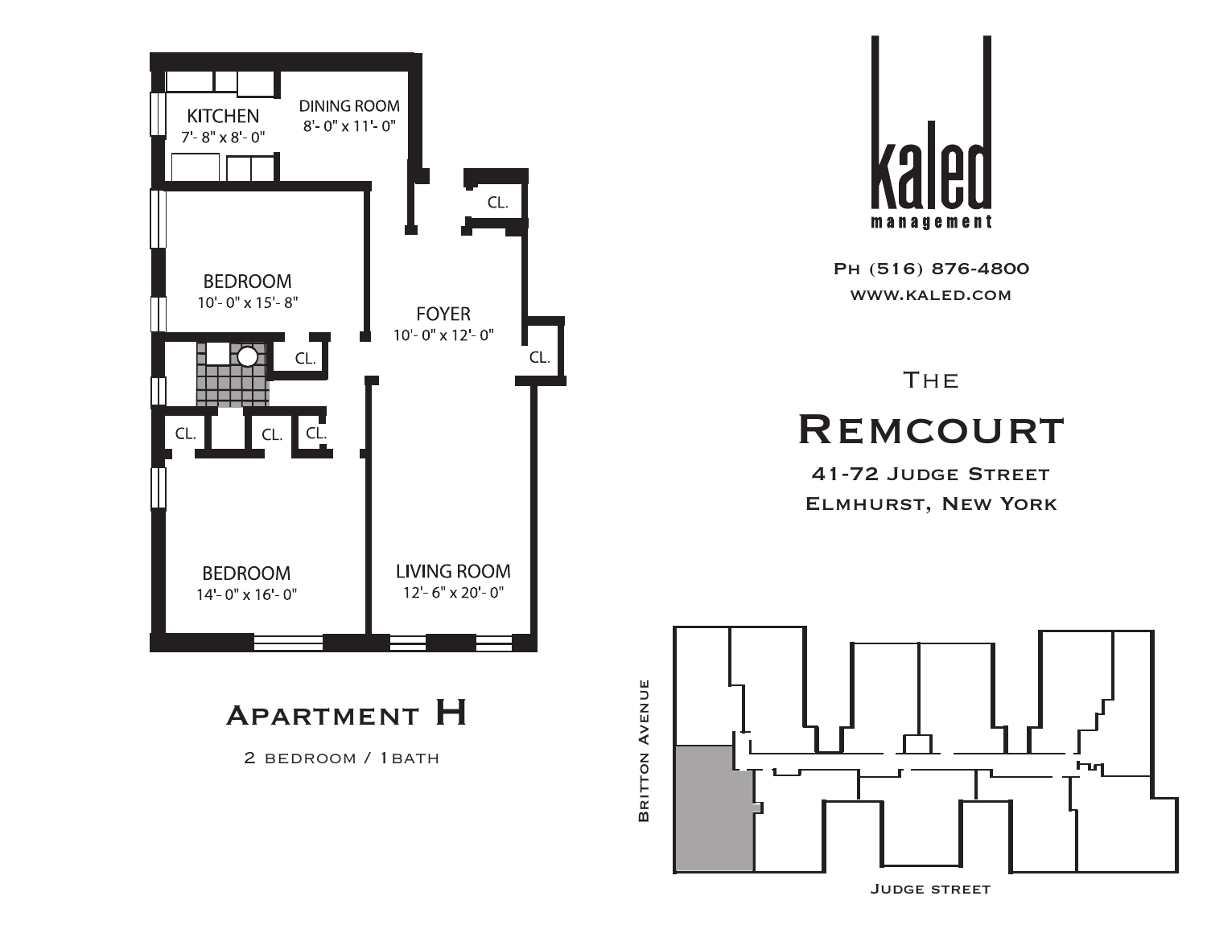KITCHEN
7'- 8" x 8'- 0"

DINING ROOM
8'- 0" x 11'- 0"

CL.

BEDROOM
10'- 0" x 15'- 8"

FOYER
10'- 0" x 12'- 0"

CL.

CL.

CL. CL. CL.

BEDROOM
14'- 0" x 16'- 0"

LIVING ROOM
12'- 6" x 20'- 0"

# Apartment H

2 bedroom / 1bath

kaled
management

Ph (516) 876-4800
www.kaled.com

The

# Remcourt

41-72 Judge Street
Elmhurst, New York

Britton Avenue

Judge street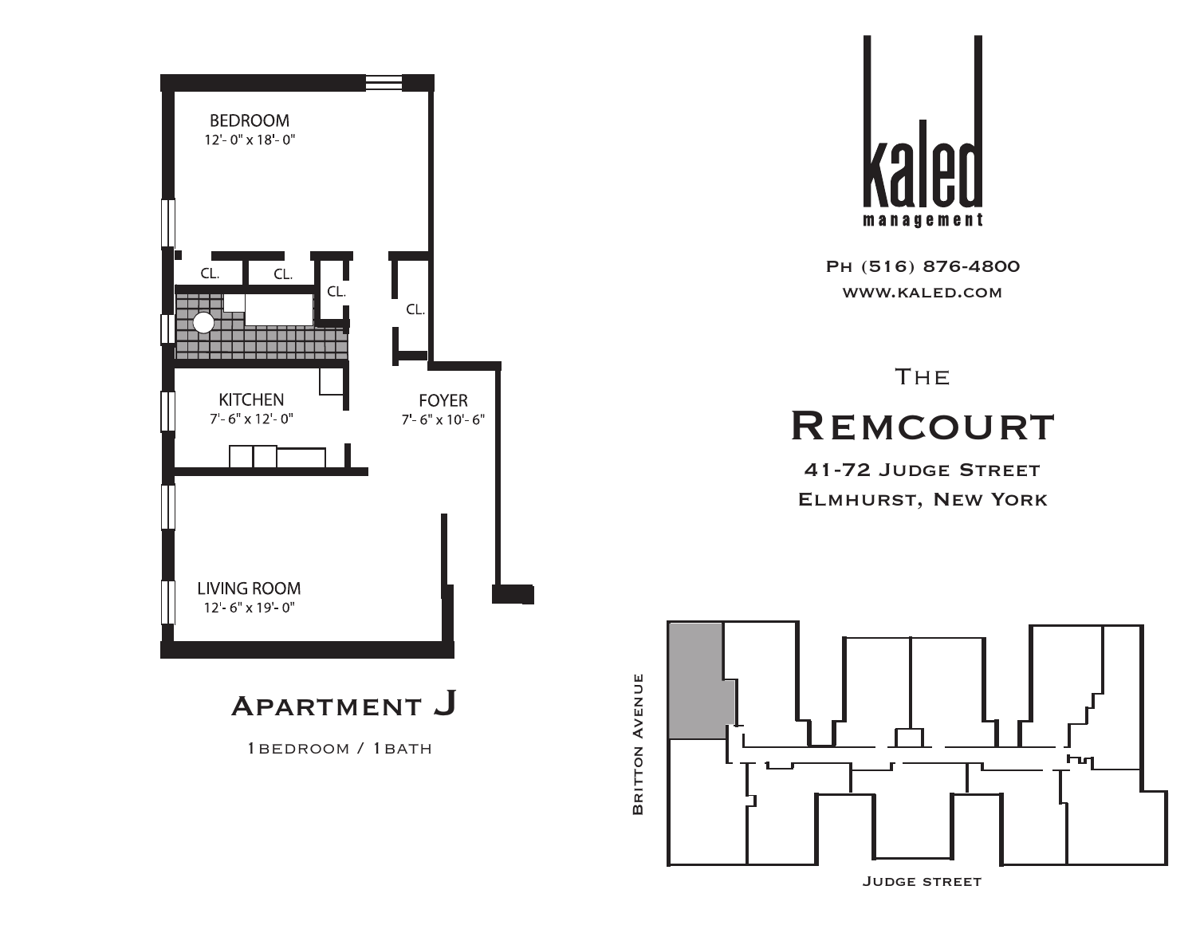BEDROOM
12'- 0" x 18'- 0"

CL.

CL.

CL.

CL.

KITCHEN
7'- 6" x 12'- 0"

FOYER
7'- 6" x 10'- 6"

LIVING ROOM
12'- 6" x 19'- 0"

# Apartment J

1 BEDROOM / 1 BATH

kaled
management

PH (516) 876-4800
WWW.KALED.COM

## The Remcourt

41-72 Judge Street
Elmhurst, New York

Britton Avenue

Judge street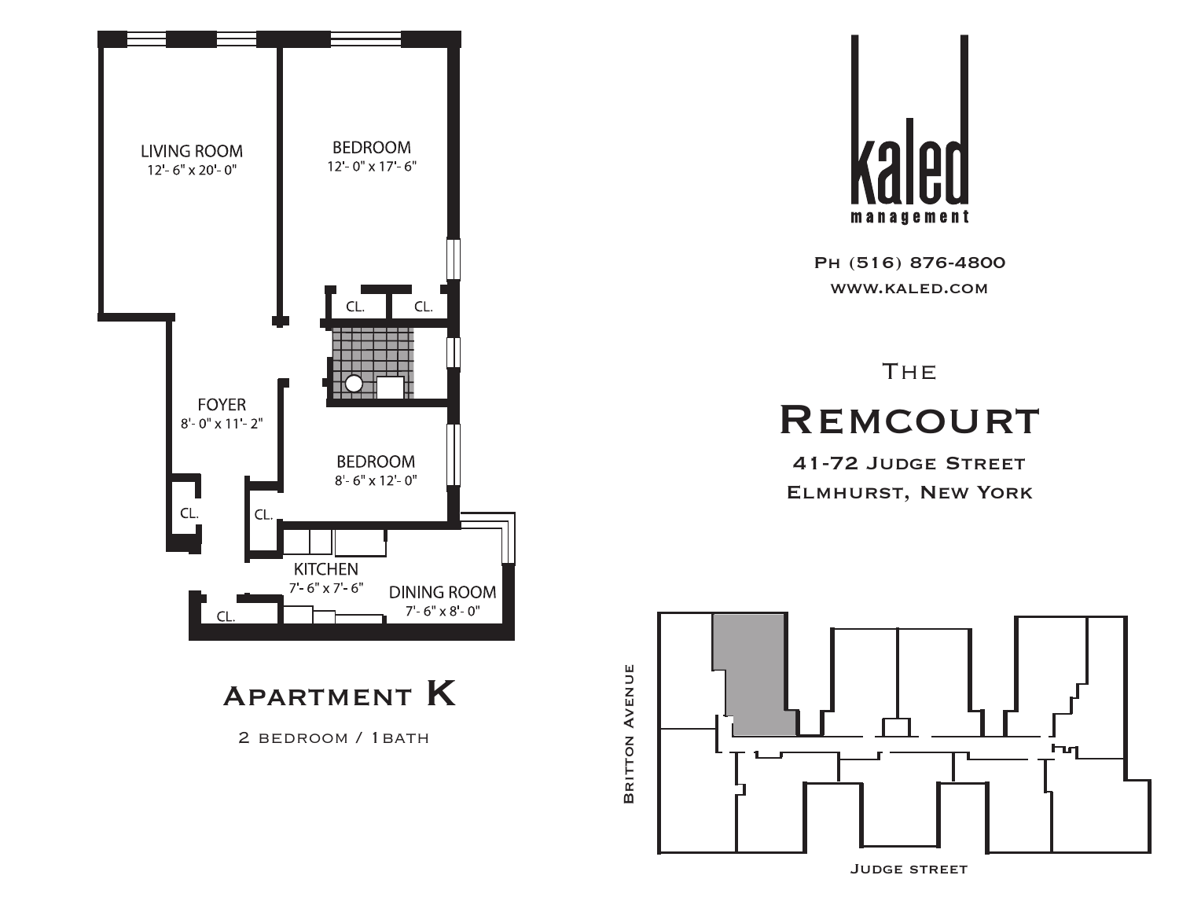LIVING ROOM
12'- 6" x 20'- 0"

BEDROOM
12'- 0" x 17'- 6"

CL. CL.

FOYER
8'- 0" x 11'- 2"

BEDROOM
8'- 6" x 12'- 0"

CL. CL.

KITCHEN
7'- 6" x 7'- 6"

DINING ROOM
7'- 6" x 8'- 0"

CL.

# Apartment K

2 bedroom / 1bath

kaled
management

Ph (516) 876-4800
www.kaled.com

The

# Remcourt

41-72 Judge Street
Elmhurst, New York

Britton Avenue

Judge street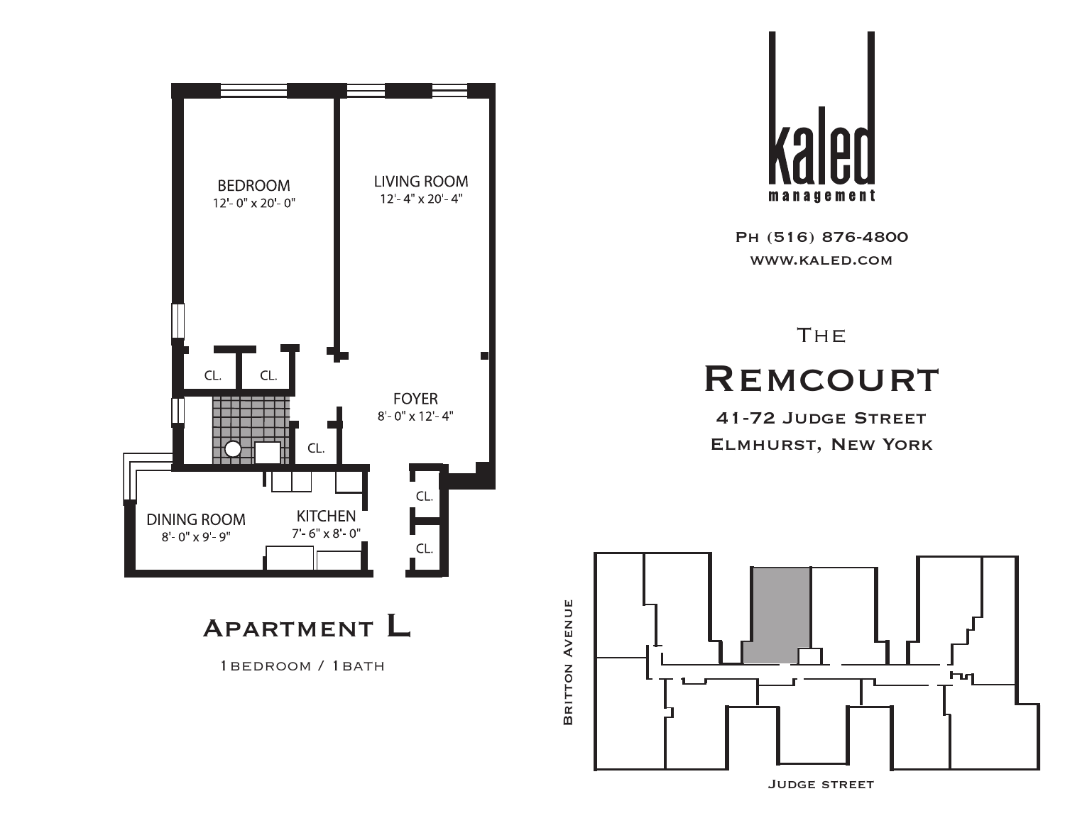BEDROOM
12'- 0" x 20'- 0"

LIVING ROOM
12'- 4" x 20'- 4"

CL.

CL.

FOYER
8'- 0" x 12'- 4"

CL.

CL.

CL.

DINING ROOM
8'- 0" x 9'- 9"

KITCHEN
7'- 6" x 8'- 0"

# Apartment L

1 BEDROOM / 1 BATH

kaled
management

PH (516) 876-4800
WWW.KALED.COM

THE

# REMCOURT

41-72 JUDGE STREET
ELMHURST, NEW YORK

BRITTON AVENUE

JUDGE STREET